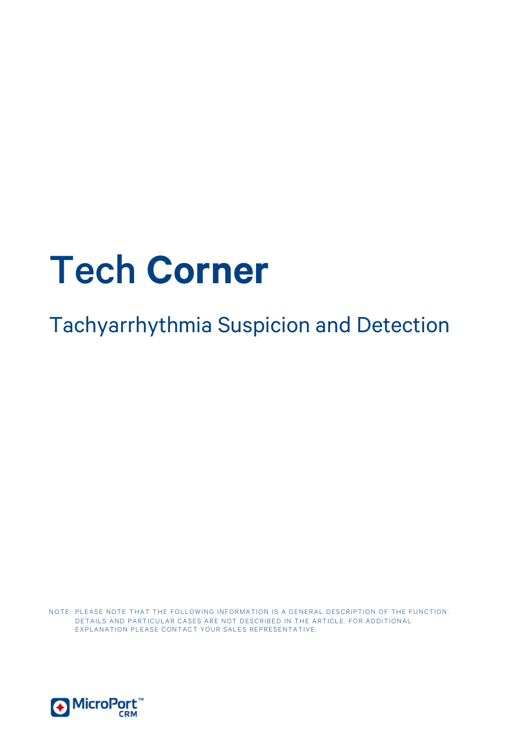# Tech Corner

## Tachyarrhythmia Suspicion and Detection

NOTE: PLEASE NOTE THAT THE FOLLOWING INFORMATION IS A GENERAL DESCRIPTION OF THE FUNCTION. DETAILS AND PARTICULAR CASES ARE NOT DESCRIBED IN THE ARTICLE. FOR ADDITIONAL EXPLANATION PLEASE CONTACT YOUR SALES REPRESENTATIVE.

MicroPort™ CRM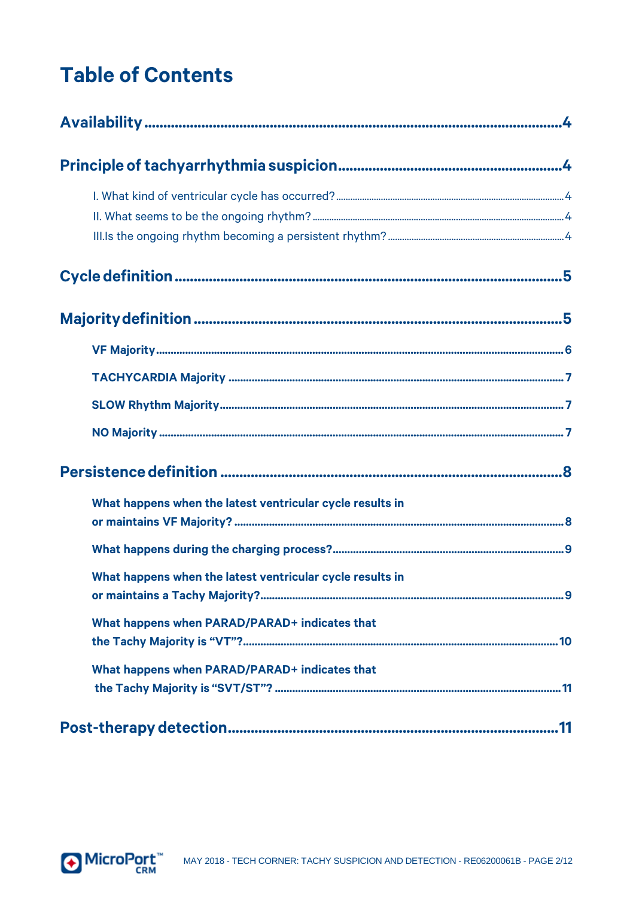# Table of Contents

**Availability** ........ 4

**Principle of tachyarrhythmia suspicion** ........ 4

- I. What kind of ventricular cycle has occurred? ........ 4
- II. What seems to be the ongoing rhythm? ........ 4
- III.Is the ongoing rhythm becoming a persistent rhythm? ........ 4

**Cycle definition** ........ 5

**Majority definition** ........ 5

- **VF Majority** ........ 6
- **TACHYCARDIA Majority** ........ 7
- **SLOW Rhythm Majority** ........ 7
- **NO Majority** ........ 7

**Persistence definition** ........ 8

- **What happens when the latest ventricular cycle results in or maintains VF Majority?** ........ 8
- **What happens during the charging process?** ........ 9
- **What happens when the latest ventricular cycle results in or maintains a Tachy Majority?** ........ 9
- **What happens when PARAD/PARAD+ indicates that the Tachy Majority is "VT"?** ........ 10
- **What happens when PARAD/PARAD+ indicates that the Tachy Majority is "SVT/ST"?** ........ 11

**Post-therapy detection** ........ 11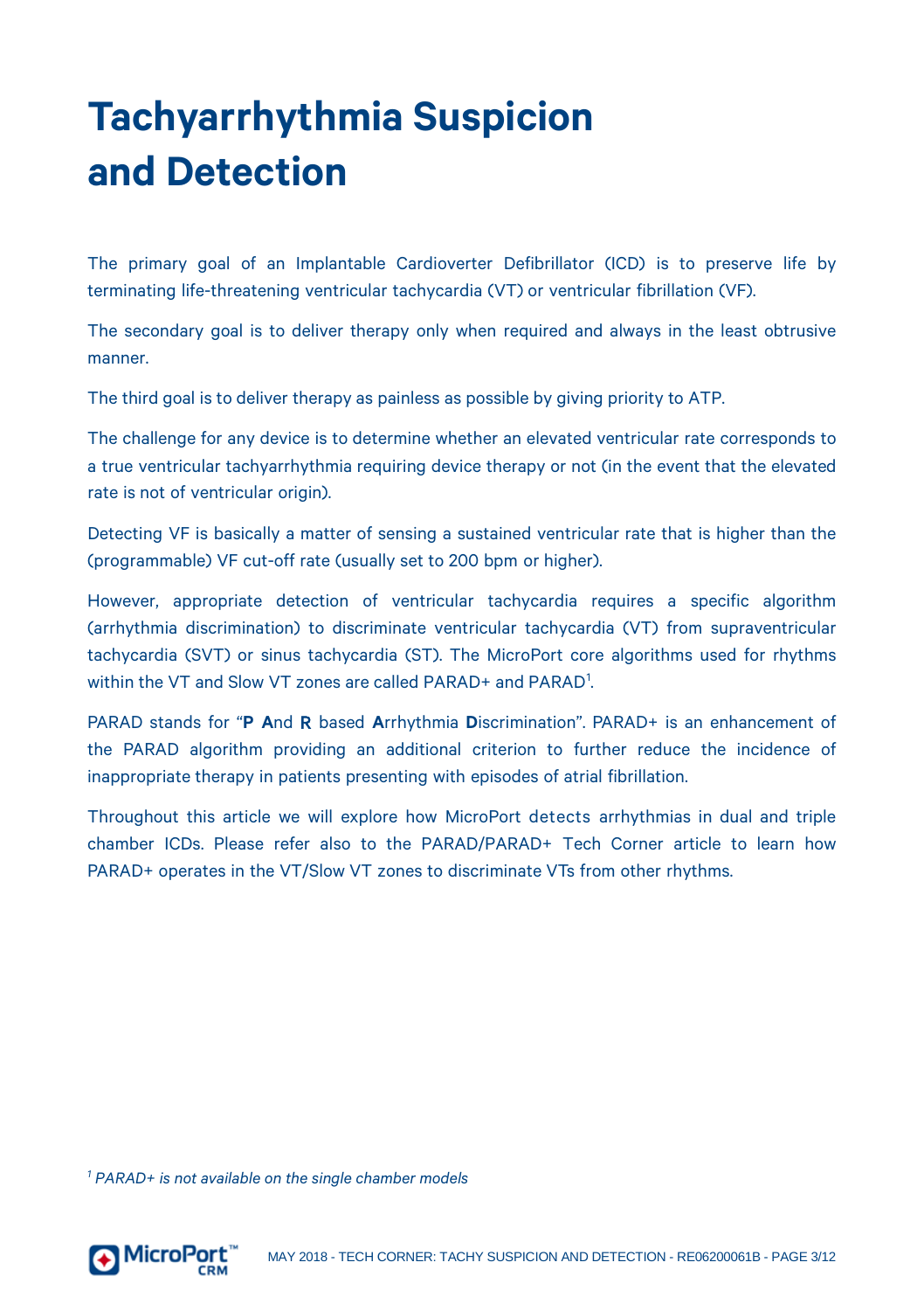# Tachyarrhythmia Suspicion and Detection

The primary goal of an Implantable Cardioverter Defibrillator (ICD) is to preserve life by terminating life-threatening ventricular tachycardia (VT) or ventricular fibrillation (VF).

The secondary goal is to deliver therapy only when required and always in the least obtrusive manner.

The third goal is to deliver therapy as painless as possible by giving priority to ATP.

The challenge for any device is to determine whether an elevated ventricular rate corresponds to a true ventricular tachyarrhythmia requiring device therapy or not (in the event that the elevated rate is not of ventricular origin).

Detecting VF is basically a matter of sensing a sustained ventricular rate that is higher than the (programmable) VF cut-off rate (usually set to 200 bpm or higher).

However, appropriate detection of ventricular tachycardia requires a specific algorithm (arrhythmia discrimination) to discriminate ventricular tachycardia (VT) from supraventricular tachycardia (SVT) or sinus tachycardia (ST). The MicroPort core algorithms used for rhythms within the VT and Slow VT zones are called PARAD+ and PARAD[1].

PARAD stands for "**P** **A**nd **R** based **A**rrhythmia **D**iscrimination". PARAD+ is an enhancement of the PARAD algorithm providing an additional criterion to further reduce the incidence of inappropriate therapy in patients presenting with episodes of atrial fibrillation.

Throughout this article we will explore how MicroPort detects arrhythmias in dual and triple chamber ICDs. Please refer also to the PARAD/PARAD+ Tech Corner article to learn how PARAD+ operates in the VT/Slow VT zones to discriminate VTs from other rhythms.

*[1] PARAD+ is not available on the single chamber models*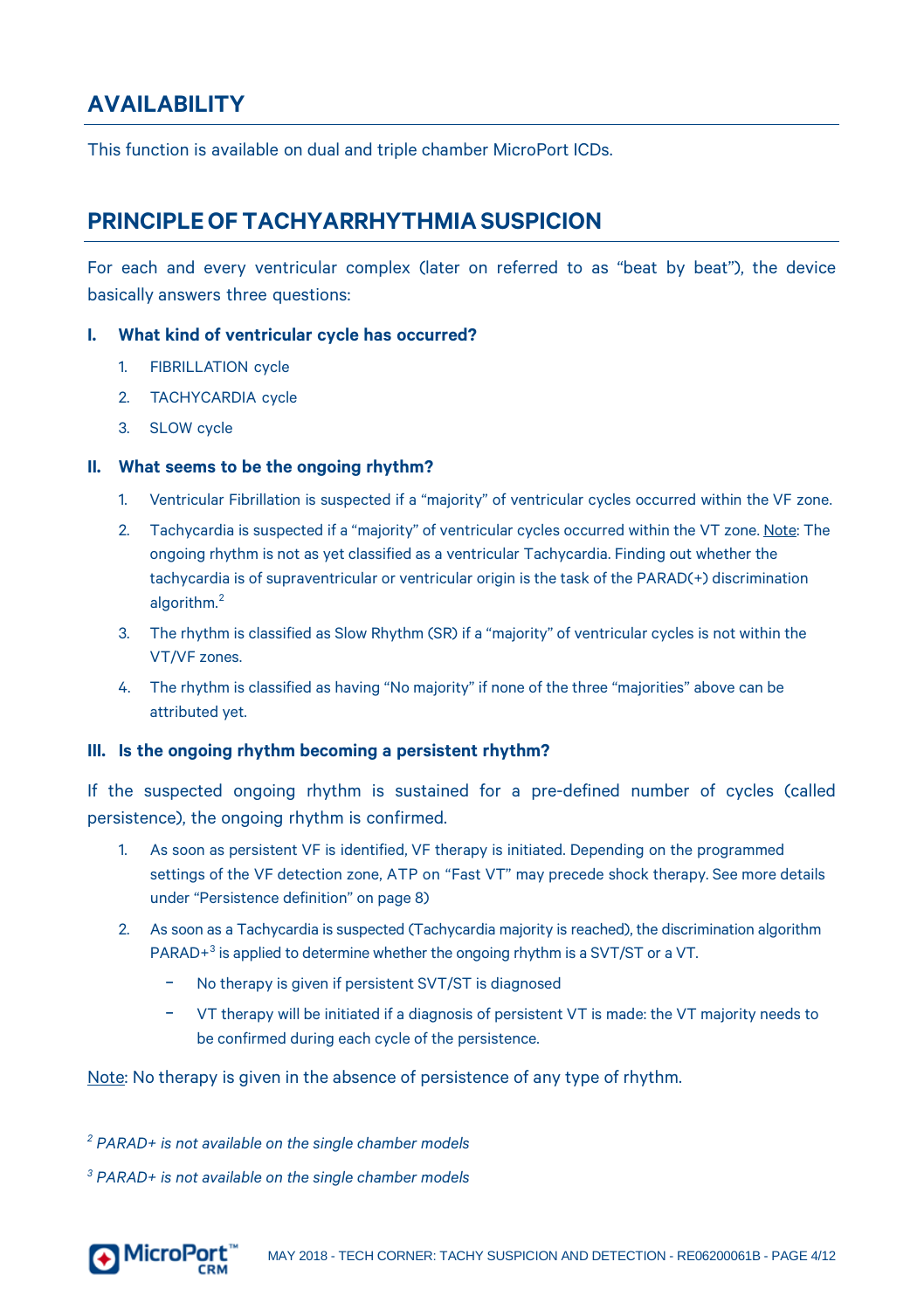## AVAILABILITY

This function is available on dual and triple chamber MicroPort ICDs.

## PRINCIPLE OF TACHYARRHYTHMIA SUSPICION

For each and every ventricular complex (later on referred to as "beat by beat"), the device basically answers three questions:

### I. What kind of ventricular cycle has occurred?

1. FIBRILLATION cycle
2. TACHYCARDIA cycle
3. SLOW cycle

### II. What seems to be the ongoing rhythm?

1. Ventricular Fibrillation is suspected if a "majority" of ventricular cycles occurred within the VF zone.
2. Tachycardia is suspected if a "majority" of ventricular cycles occurred within the VT zone. Note: The ongoing rhythm is not as yet classified as a ventricular Tachycardia. Finding out whether the tachycardia is of supraventricular or ventricular origin is the task of the PARAD(+) discrimination algorithm.[2]
3. The rhythm is classified as Slow Rhythm (SR) if a "majority" of ventricular cycles is not within the VT/VF zones.
4. The rhythm is classified as having "No majority" if none of the three "majorities" above can be attributed yet.

### III. Is the ongoing rhythm becoming a persistent rhythm?

If the suspected ongoing rhythm is sustained for a pre-defined number of cycles (called persistence), the ongoing rhythm is confirmed.

1. As soon as persistent VF is identified, VF therapy is initiated. Depending on the programmed settings of the VF detection zone, ATP on "Fast VT" may precede shock therapy. See more details under "Persistence definition" on page 8)
2. As soon as a Tachycardia is suspected (Tachycardia majority is reached), the discrimination algorithm PARAD+[3] is applied to determine whether the ongoing rhythm is a SVT/ST or a VT.
   - No therapy is given if persistent SVT/ST is diagnosed
   - VT therapy will be initiated if a diagnosis of persistent VT is made: the VT majority needs to be confirmed during each cycle of the persistence.

Note: No therapy is given in the absence of persistence of any type of rhythm.

*[2] PARAD+ is not available on the single chamber models*

*[3] PARAD+ is not available on the single chamber models*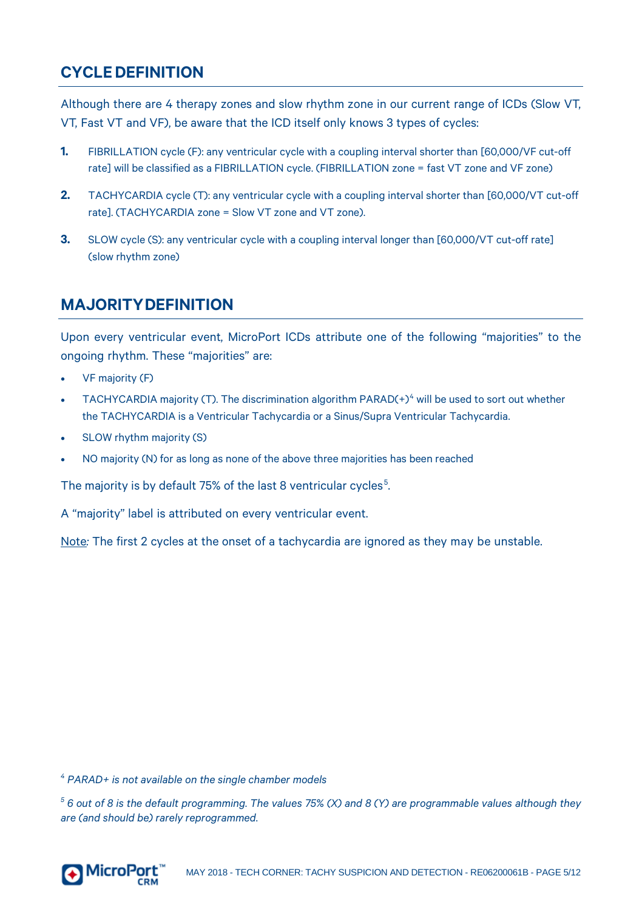## CYCLE DEFINITION

Although there are 4 therapy zones and slow rhythm zone in our current range of ICDs (Slow VT, VT, Fast VT and VF), be aware that the ICD itself only knows 3 types of cycles:

1. FIBRILLATION cycle (F): any ventricular cycle with a coupling interval shorter than [60,000/VF cut-off rate] will be classified as a FIBRILLATION cycle. (FIBRILLATION zone = fast VT zone and VF zone)
2. TACHYCARDIA cycle (T): any ventricular cycle with a coupling interval shorter than [60,000/VT cut-off rate]. (TACHYCARDIA zone = Slow VT zone and VT zone).
3. SLOW cycle (S): any ventricular cycle with a coupling interval longer than [60,000/VT cut-off rate] (slow rhythm zone)

## MAJORITY DEFINITION

Upon every ventricular event, MicroPort ICDs attribute one of the following "majorities" to the ongoing rhythm. These "majorities" are:

- VF majority (F)
- TACHYCARDIA majority (T). The discrimination algorithm PARAD(+)[4] will be used to sort out whether the TACHYCARDIA is a Ventricular Tachycardia or a Sinus/Supra Ventricular Tachycardia.
- SLOW rhythm majority (S)
- NO majority (N) for as long as none of the above three majorities has been reached

The majority is by default 75% of the last 8 ventricular cycles[5].

A "majority" label is attributed on every ventricular event.

Note: The first 2 cycles at the onset of a tachycardia are ignored as they may be unstable.

[4] *PARAD+ is not available on the single chamber models*

[5] *6 out of 8 is the default programming. The values 75% (X) and 8 (Y) are programmable values although they are (and should be) rarely reprogrammed.*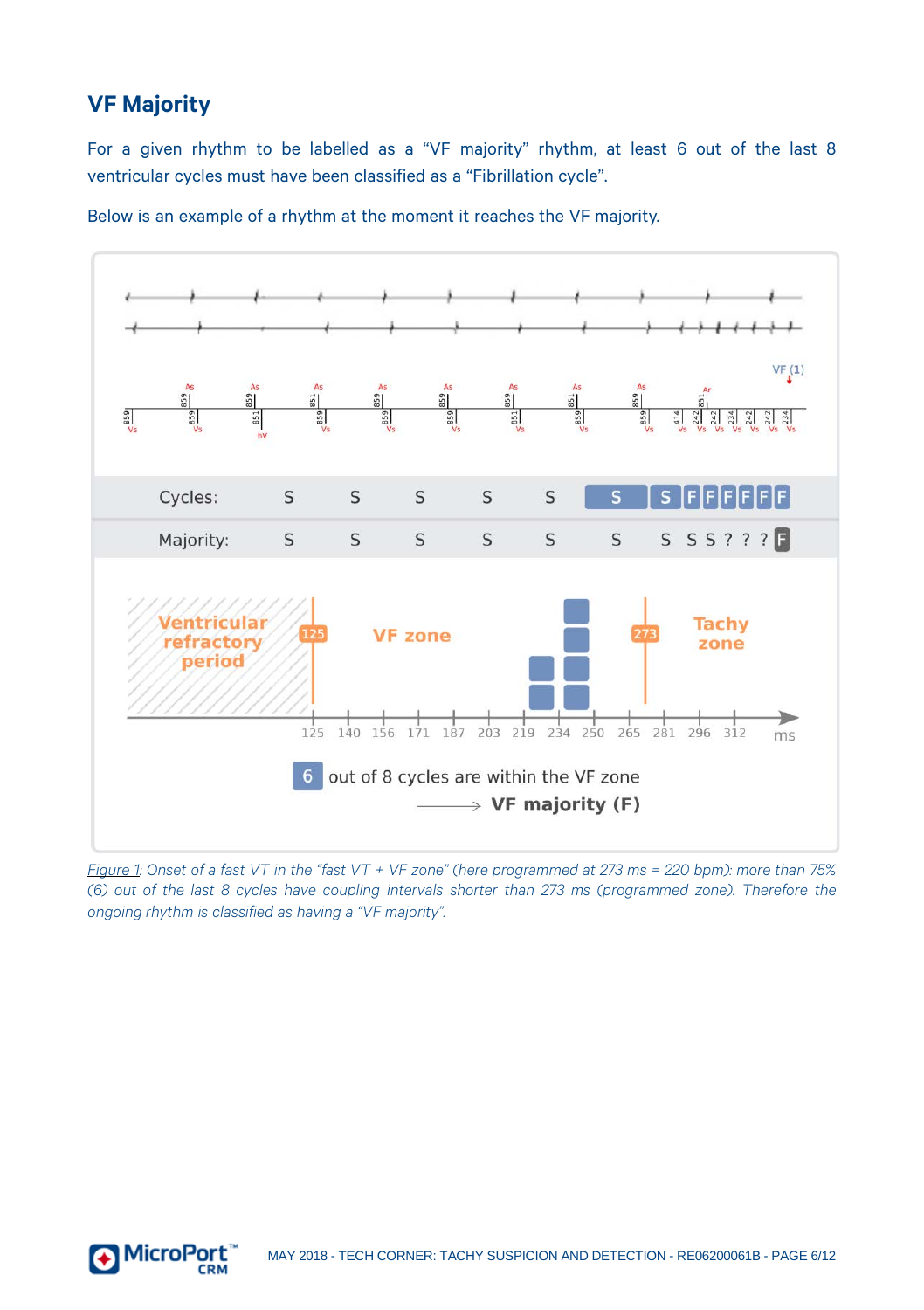## VF Majority

For a given rhythm to be labelled as a "VF majority" rhythm, at least 6 out of the last 8 ventricular cycles must have been classified as a "Fibrillation cycle".

Below is an example of a rhythm at the moment it reaches the VF majority.

*Figure 1: Onset of a fast VT in the "fast VT + VF zone" (here programmed at 273 ms = 220 bpm): more than 75% (6) out of the last 8 cycles have coupling intervals shorter than 273 ms (programmed zone). Therefore the ongoing rhythm is classified as having a "VF majority".*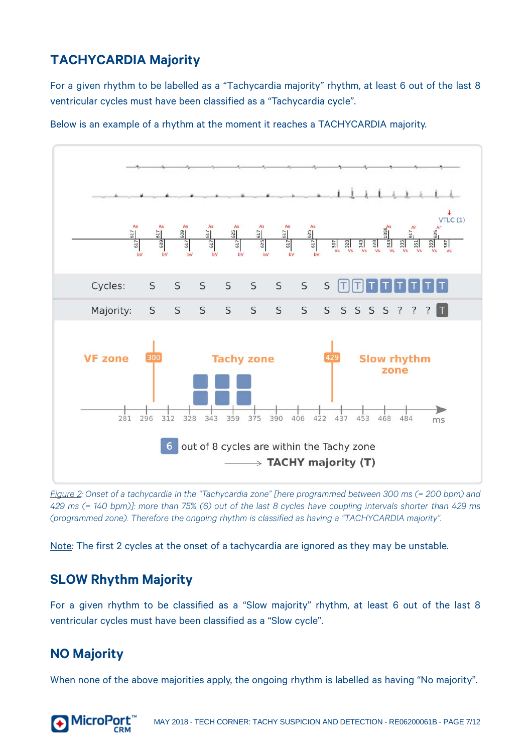## TACHYCARDIA Majority

For a given rhythm to be labelled as a "Tachycardia majority" rhythm, at least 6 out of the last 8 ventricular cycles must have been classified as a "Tachycardia cycle".

Below is an example of a rhythm at the moment it reaches a TACHYCARDIA majority.

*Figure 2: Onset of a tachycardia in the "Tachycardia zone" [here programmed between 300 ms (= 200 bpm) and 429 ms (= 140 bpm)]: more than 75% (6) out of the last 8 cycles have coupling intervals shorter than 429 ms (programmed zone). Therefore the ongoing rhythm is classified as having a "TACHYCARDIA majority".*

Note: The first 2 cycles at the onset of a tachycardia are ignored as they may be unstable.

## SLOW Rhythm Majority

For a given rhythm to be classified as a "Slow majority" rhythm, at least 6 out of the last 8 ventricular cycles must have been classified as a "Slow cycle".

## NO Majority

When none of the above majorities apply, the ongoing rhythm is labelled as having "No majority".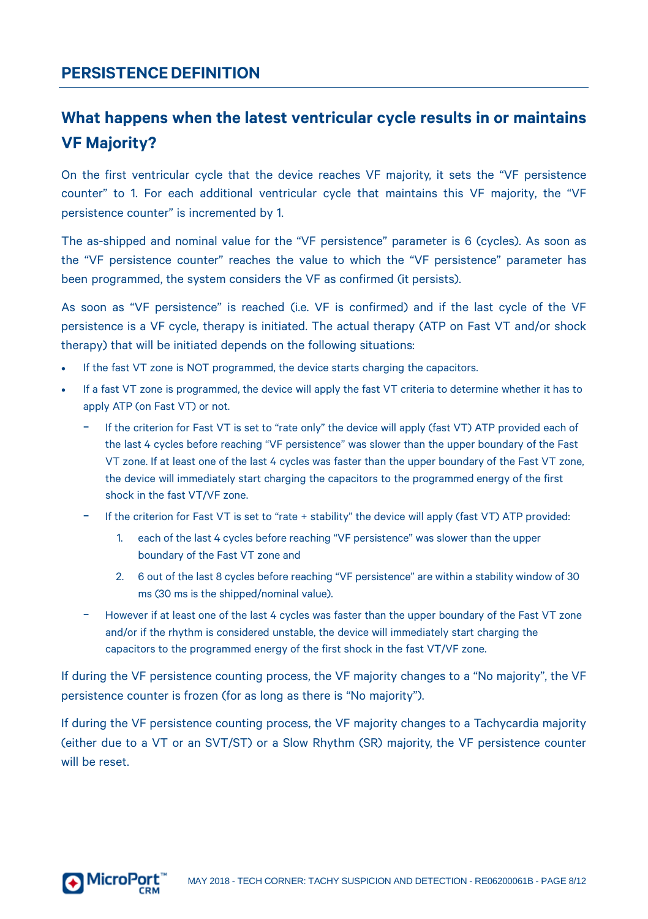## PERSISTENCE DEFINITION

### What happens when the latest ventricular cycle results in or maintains VF Majority?

On the first ventricular cycle that the device reaches VF majority, it sets the “VF persistence counter” to 1. For each additional ventricular cycle that maintains this VF majority, the “VF persistence counter” is incremented by 1.

The as-shipped and nominal value for the “VF persistence” parameter is 6 (cycles). As soon as the “VF persistence counter” reaches the value to which the “VF persistence” parameter has been programmed, the system considers the VF as confirmed (it persists).

As soon as “VF persistence” is reached (i.e. VF is confirmed) and if the last cycle of the VF persistence is a VF cycle, therapy is initiated. The actual therapy (ATP on Fast VT and/or shock therapy) that will be initiated depends on the following situations:

- If the fast VT zone is NOT programmed, the device starts charging the capacitors.
- If a fast VT zone is programmed, the device will apply the fast VT criteria to determine whether it has to apply ATP (on Fast VT) or not.
  - If the criterion for Fast VT is set to “rate only” the device will apply (fast VT) ATP provided each of the last 4 cycles before reaching “VF persistence” was slower than the upper boundary of the Fast VT zone. If at least one of the last 4 cycles was faster than the upper boundary of the Fast VT zone, the device will immediately start charging the capacitors to the programmed energy of the first shock in the fast VT/VF zone.
  - If the criterion for Fast VT is set to “rate + stability” the device will apply (fast VT) ATP provided:
    1. each of the last 4 cycles before reaching “VF persistence” was slower than the upper boundary of the Fast VT zone and
    2. 6 out of the last 8 cycles before reaching “VF persistence” are within a stability window of 30 ms (30 ms is the shipped/nominal value).
  - However if at least one of the last 4 cycles was faster than the upper boundary of the Fast VT zone and/or if the rhythm is considered unstable, the device will immediately start charging the capacitors to the programmed energy of the first shock in the fast VT/VF zone.

If during the VF persistence counting process, the VF majority changes to a “No majority”, the VF persistence counter is frozen (for as long as there is “No majority”).

If during the VF persistence counting process, the VF majority changes to a Tachycardia majority (either due to a VT or an SVT/ST) or a Slow Rhythm (SR) majority, the VF persistence counter will be reset.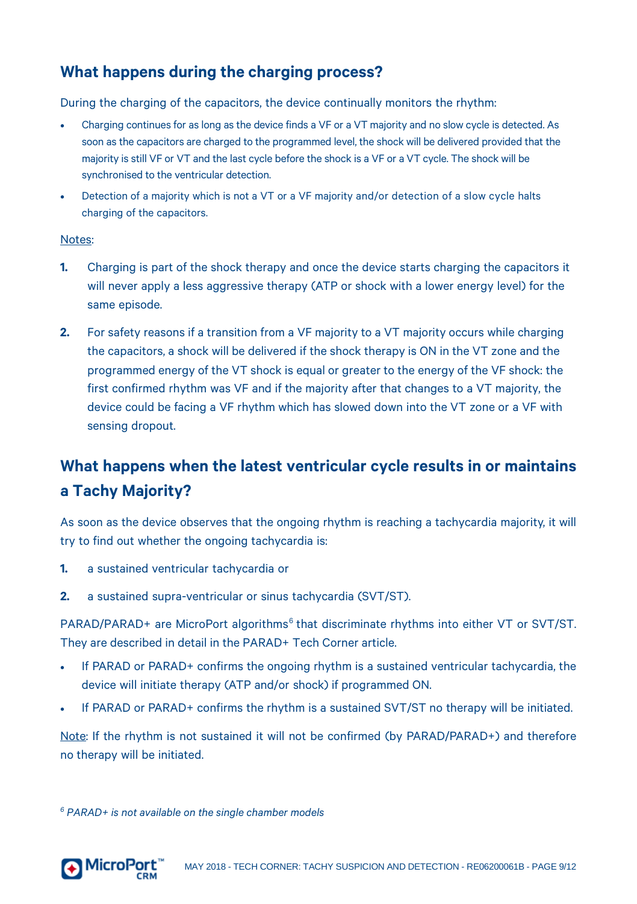## What happens during the charging process?

During the charging of the capacitors, the device continually monitors the rhythm:

- Charging continues for as long as the device finds a VF or a VT majority and no slow cycle is detected. As soon as the capacitors are charged to the programmed level, the shock will be delivered provided that the majority is still VF or VT and the last cycle before the shock is a VF or a VT cycle. The shock will be synchronised to the ventricular detection.
- Detection of a majority which is not a VT or a VF majority and/or detection of a slow cycle halts charging of the capacitors.

Notes:

1. Charging is part of the shock therapy and once the device starts charging the capacitors it will never apply a less aggressive therapy (ATP or shock with a lower energy level) for the same episode.
2. For safety reasons if a transition from a VF majority to a VT majority occurs while charging the capacitors, a shock will be delivered if the shock therapy is ON in the VT zone and the programmed energy of the VT shock is equal or greater to the energy of the VF shock: the first confirmed rhythm was VF and if the majority after that changes to a VT majority, the device could be facing a VF rhythm which has slowed down into the VT zone or a VF with sensing dropout.

## What happens when the latest ventricular cycle results in or maintains a Tachy Majority?

As soon as the device observes that the ongoing rhythm is reaching a tachycardia majority, it will try to find out whether the ongoing tachycardia is:

1. a sustained ventricular tachycardia or
2. a sustained supra-ventricular or sinus tachycardia (SVT/ST).

PARAD/PARAD+ are MicroPort algorithms[6] that discriminate rhythms into either VT or SVT/ST. They are described in detail in the PARAD+ Tech Corner article.

- If PARAD or PARAD+ confirms the ongoing rhythm is a sustained ventricular tachycardia, the device will initiate therapy (ATP and/or shock) if programmed ON.
- If PARAD or PARAD+ confirms the rhythm is a sustained SVT/ST no therapy will be initiated.

Note: If the rhythm is not sustained it will not be confirmed (by PARAD/PARAD+) and therefore no therapy will be initiated.

*[6] PARAD+ is not available on the single chamber models*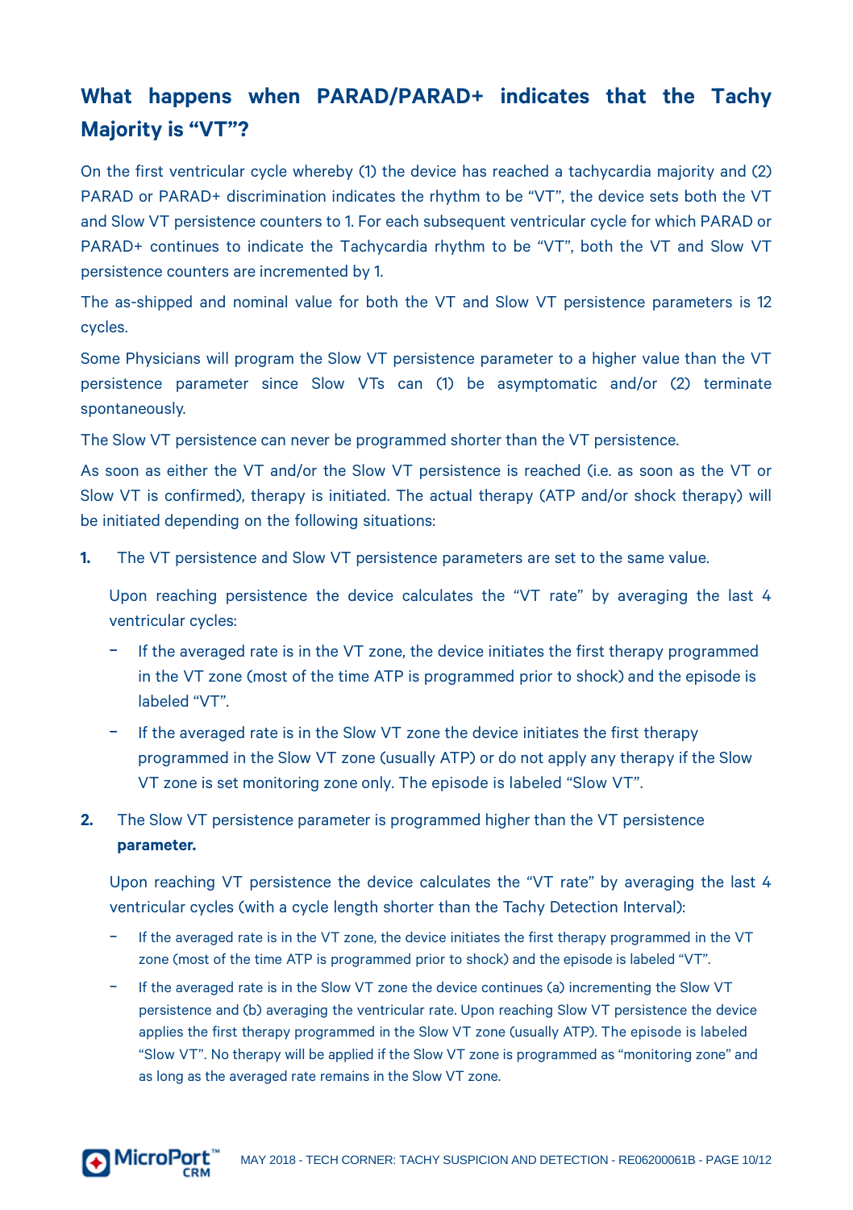## What happens when PARAD/PARAD+ indicates that the Tachy Majority is "VT"?

On the first ventricular cycle whereby (1) the device has reached a tachycardia majority and (2) PARAD or PARAD+ discrimination indicates the rhythm to be "VT", the device sets both the VT and Slow VT persistence counters to 1. For each subsequent ventricular cycle for which PARAD or PARAD+ continues to indicate the Tachycardia rhythm to be "VT", both the VT and Slow VT persistence counters are incremented by 1.

The as-shipped and nominal value for both the VT and Slow VT persistence parameters is 12 cycles.

Some Physicians will program the Slow VT persistence parameter to a higher value than the VT persistence parameter since Slow VTs can (1) be asymptomatic and/or (2) terminate spontaneously.

The Slow VT persistence can never be programmed shorter than the VT persistence.

As soon as either the VT and/or the Slow VT persistence is reached (i.e. as soon as the VT or Slow VT is confirmed), therapy is initiated. The actual therapy (ATP and/or shock therapy) will be initiated depending on the following situations:

1. The VT persistence and Slow VT persistence parameters are set to the same value.

   Upon reaching persistence the device calculates the "VT rate" by averaging the last 4 ventricular cycles:

   - If the averaged rate is in the VT zone, the device initiates the first therapy programmed in the VT zone (most of the time ATP is programmed prior to shock) and the episode is labeled "VT".
   - If the averaged rate is in the Slow VT zone the device initiates the first therapy programmed in the Slow VT zone (usually ATP) or do not apply any therapy if the Slow VT zone is set monitoring zone only. The episode is labeled "Slow VT".

2. The Slow VT persistence parameter is programmed higher than the VT persistence **parameter.**

   Upon reaching VT persistence the device calculates the "VT rate" by averaging the last 4 ventricular cycles (with a cycle length shorter than the Tachy Detection Interval):

   - If the averaged rate is in the VT zone, the device initiates the first therapy programmed in the VT zone (most of the time ATP is programmed prior to shock) and the episode is labeled "VT".
   - If the averaged rate is in the Slow VT zone the device continues (a) incrementing the Slow VT persistence and (b) averaging the ventricular rate. Upon reaching Slow VT persistence the device applies the first therapy programmed in the Slow VT zone (usually ATP). The episode is labeled "Slow VT". No therapy will be applied if the Slow VT zone is programmed as "monitoring zone" and as long as the averaged rate remains in the Slow VT zone.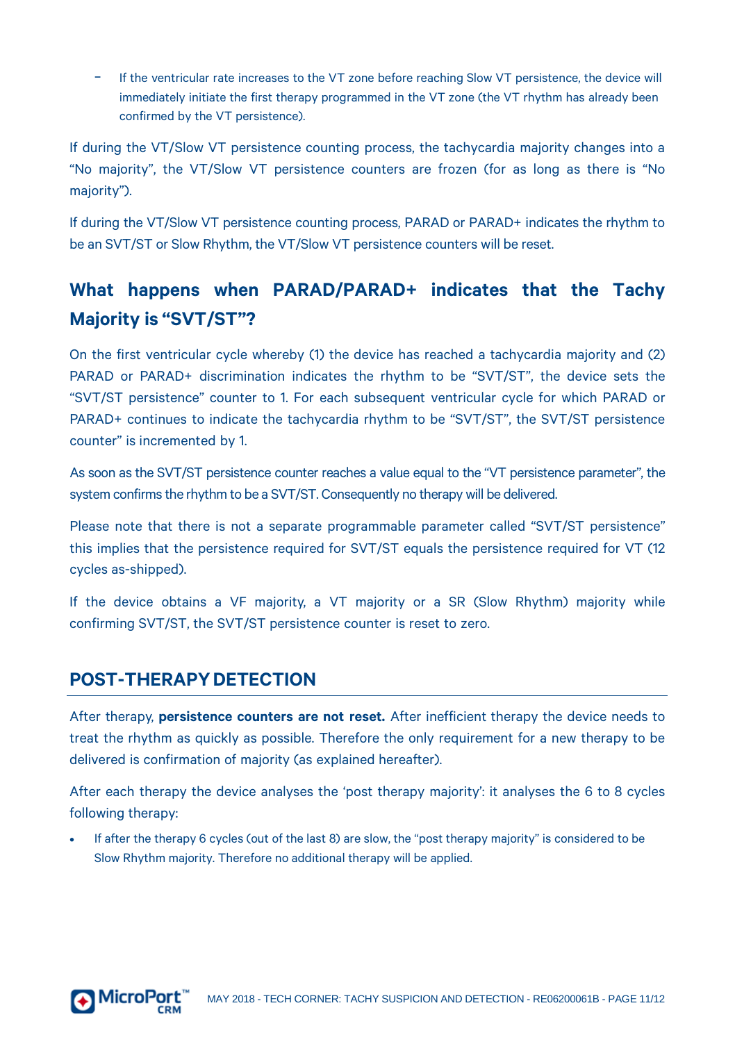- If the ventricular rate increases to the VT zone before reaching Slow VT persistence, the device will immediately initiate the first therapy programmed in the VT zone (the VT rhythm has already been confirmed by the VT persistence).

If during the VT/Slow VT persistence counting process, the tachycardia majority changes into a "No majority", the VT/Slow VT persistence counters are frozen (for as long as there is "No majority").

If during the VT/Slow VT persistence counting process, PARAD or PARAD+ indicates the rhythm to be an SVT/ST or Slow Rhythm, the VT/Slow VT persistence counters will be reset.

### What happens when PARAD/PARAD+ indicates that the Tachy Majority is "SVT/ST"?

On the first ventricular cycle whereby (1) the device has reached a tachycardia majority and (2) PARAD or PARAD+ discrimination indicates the rhythm to be "SVT/ST", the device sets the "SVT/ST persistence" counter to 1. For each subsequent ventricular cycle for which PARAD or PARAD+ continues to indicate the tachycardia rhythm to be "SVT/ST", the SVT/ST persistence counter" is incremented by 1.

As soon as the SVT/ST persistence counter reaches a value equal to the "VT persistence parameter", the system confirms the rhythm to be a SVT/ST. Consequently no therapy will be delivered.

Please note that there is not a separate programmable parameter called "SVT/ST persistence" this implies that the persistence required for SVT/ST equals the persistence required for VT (12 cycles as-shipped).

If the device obtains a VF majority, a VT majority or a SR (Slow Rhythm) majority while confirming SVT/ST, the SVT/ST persistence counter is reset to zero.

## POST-THERAPY DETECTION

After therapy, **persistence counters are not reset.** After inefficient therapy the device needs to treat the rhythm as quickly as possible. Therefore the only requirement for a new therapy to be delivered is confirmation of majority (as explained hereafter).

After each therapy the device analyses the 'post therapy majority': it analyses the 6 to 8 cycles following therapy:

- If after the therapy 6 cycles (out of the last 8) are slow, the "post therapy majority" is considered to be Slow Rhythm majority. Therefore no additional therapy will be applied.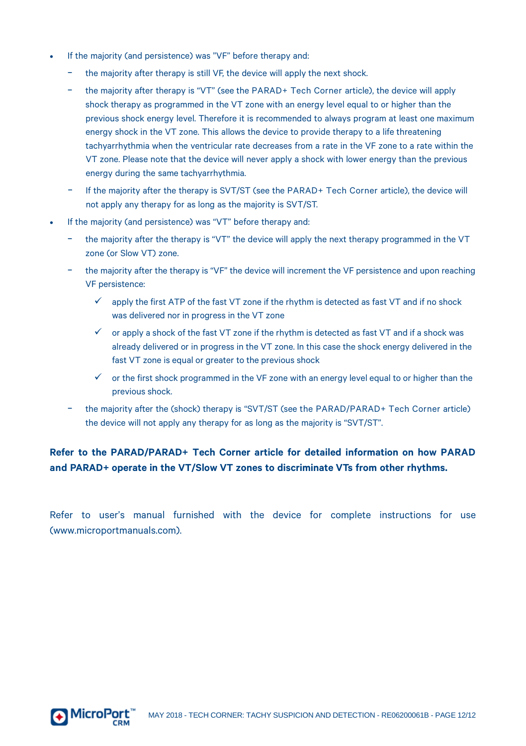- If the majority (and persistence) was "VF" before therapy and:
  - the majority after therapy is still VF, the device will apply the next shock.
  - the majority after therapy is "VT" (see the PARAD+ Tech Corner article), the device will apply shock therapy as programmed in the VT zone with an energy level equal to or higher than the previous shock energy level. Therefore it is recommended to always program at least one maximum energy shock in the VT zone. This allows the device to provide therapy to a life threatening tachyarrhythmia when the ventricular rate decreases from a rate in the VF zone to a rate within the VT zone. Please note that the device will never apply a shock with lower energy than the previous energy during the same tachyarrhythmia.
  - If the majority after the therapy is SVT/ST (see the PARAD+ Tech Corner article), the device will not apply any therapy for as long as the majority is SVT/ST.
- If the majority (and persistence) was "VT" before therapy and:
  - the majority after the therapy is "VT" the device will apply the next therapy programmed in the VT zone (or Slow VT) zone.
  - the majority after the therapy is "VF" the device will increment the VF persistence and upon reaching VF persistence:
    - ✓ apply the first ATP of the fast VT zone if the rhythm is detected as fast VT and if no shock was delivered nor in progress in the VT zone
    - ✓ or apply a shock of the fast VT zone if the rhythm is detected as fast VT and if a shock was already delivered or in progress in the VT zone. In this case the shock energy delivered in the fast VT zone is equal or greater to the previous shock
    - ✓ or the first shock programmed in the VF zone with an energy level equal to or higher than the previous shock.
  - the majority after the (shock) therapy is "SVT/ST (see the PARAD/PARAD+ Tech Corner article) the device will not apply any therapy for as long as the majority is "SVT/ST".

**Refer to the PARAD/PARAD+ Tech Corner article for detailed information on how PARAD and PARAD+ operate in the VT/Slow VT zones to discriminate VTs from other rhythms.**

Refer to user's manual furnished with the device for complete instructions for use (www.microportmanuals.com).